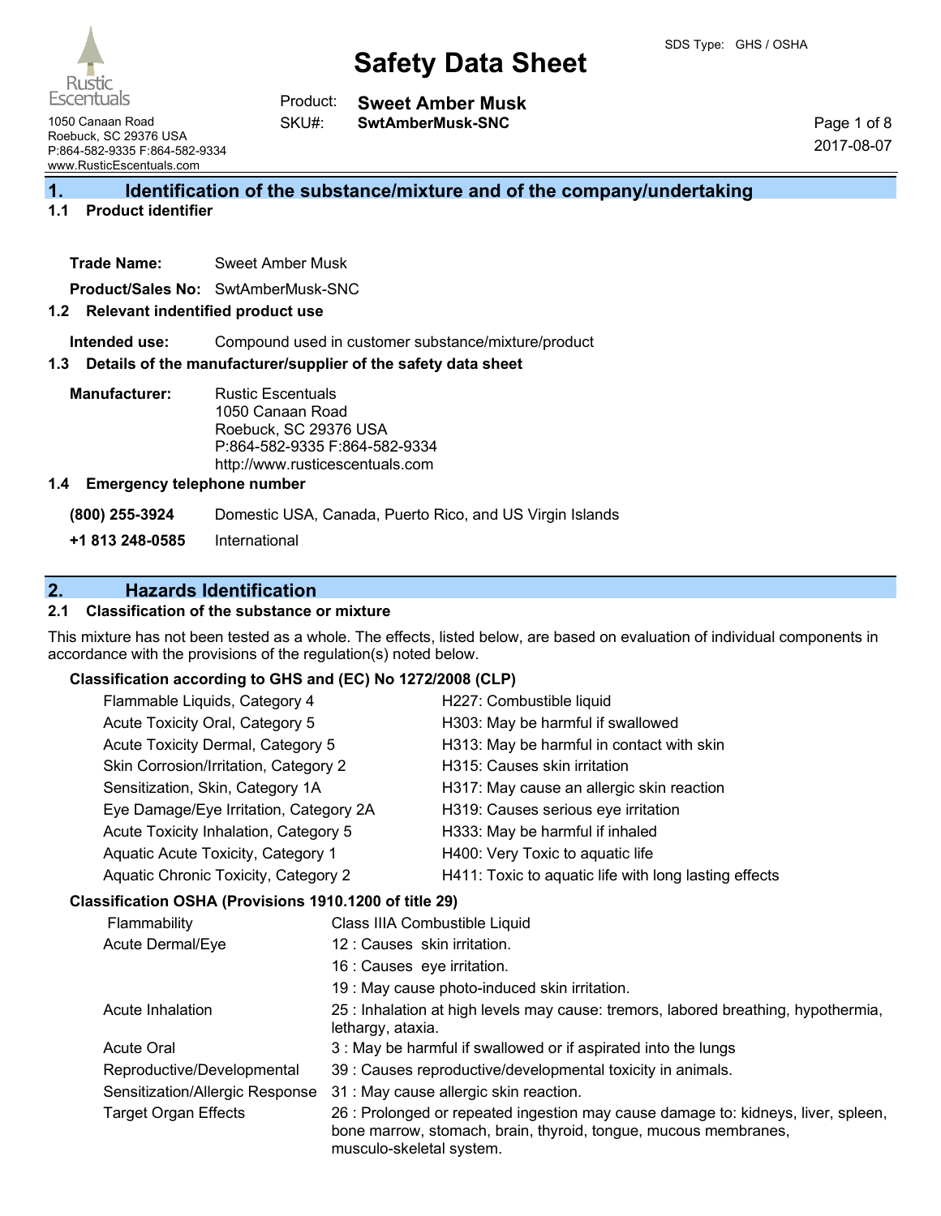# Safety Data Sheet

SDS Type: GHS / OSHA

Rustic Escentuals
1050 Canaan Road
Roebuck, SC 29376 USA
P:864-582-9335 F:864-582-9334
www.RusticEscentuals.com

Product: **Sweet Amber Musk**
SKU#: **SwtAmberMusk-SNC**

2017-08-07

## 1. Identification of the substance/mixture and of the company/undertaking

### 1.1 Product identifier

**Trade Name:** Sweet Amber Musk

**Product/Sales No:** SwtAmberMusk-SNC

### 1.2 Relevant identified product use

**Intended use:** Compound used in customer substance/mixture/product

### 1.3 Details of the manufacturer/supplier of the safety data sheet

**Manufacturer:** Rustic Escentuals
1050 Canaan Road
Roebuck, SC 29376 USA
P:864-582-9335 F:864-582-9334
http://www.rusticescentuals.com

### 1.4 Emergency telephone number

**(800) 255-3924** Domestic USA, Canada, Puerto Rico, and US Virgin Islands

**+1 813 248-0585** International

## 2. Hazards Identification

### 2.1 Classification of the substance or mixture

This mixture has not been tested as a whole. The effects, listed below, are based on evaluation of individual components in accordance with the provisions of the regulation(s) noted below.

**Classification according to GHS and (EC) No 1272/2008 (CLP)**

| | |
|---|---|
| Flammable Liquids, Category 4 | H227: Combustible liquid |
| Acute Toxicity Oral, Category 5 | H303: May be harmful if swallowed |
| Acute Toxicity Dermal, Category 5 | H313: May be harmful in contact with skin |
| Skin Corrosion/Irritation, Category 2 | H315: Causes skin irritation |
| Sensitization, Skin, Category 1A | H317: May cause an allergic skin reaction |
| Eye Damage/Eye Irritation, Category 2A | H319: Causes serious eye irritation |
| Acute Toxicity Inhalation, Category 5 | H333: May be harmful if inhaled |
| Aquatic Acute Toxicity, Category 1 | H400: Very Toxic to aquatic life |
| Aquatic Chronic Toxicity, Category 2 | H411: Toxic to aquatic life with long lasting effects |

**Classification OSHA (Provisions 1910.1200 of title 29)**

| | |
|---|---|
| Flammability | Class IIIA Combustible Liquid |
| Acute Dermal/Eye | 12 : Causes skin irritation. |
| | 16 : Causes eye irritation. |
| | 19 : May cause photo-induced skin irritation. |
| Acute Inhalation | 25 : Inhalation at high levels may cause: tremors, labored breathing, hypothermia, lethargy, ataxia. |
| Acute Oral | 3 : May be harmful if swallowed or if aspirated into the lungs |
| Reproductive/Developmental | 39 : Causes reproductive/developmental toxicity in animals. |
| Sensitization/Allergic Response | 31 : May cause allergic skin reaction. |
| Target Organ Effects | 26 : Prolonged or repeated ingestion may cause damage to: kidneys, liver, spleen, bone marrow, stomach, brain, thyroid, tongue, mucous membranes, musculo-skeletal system. |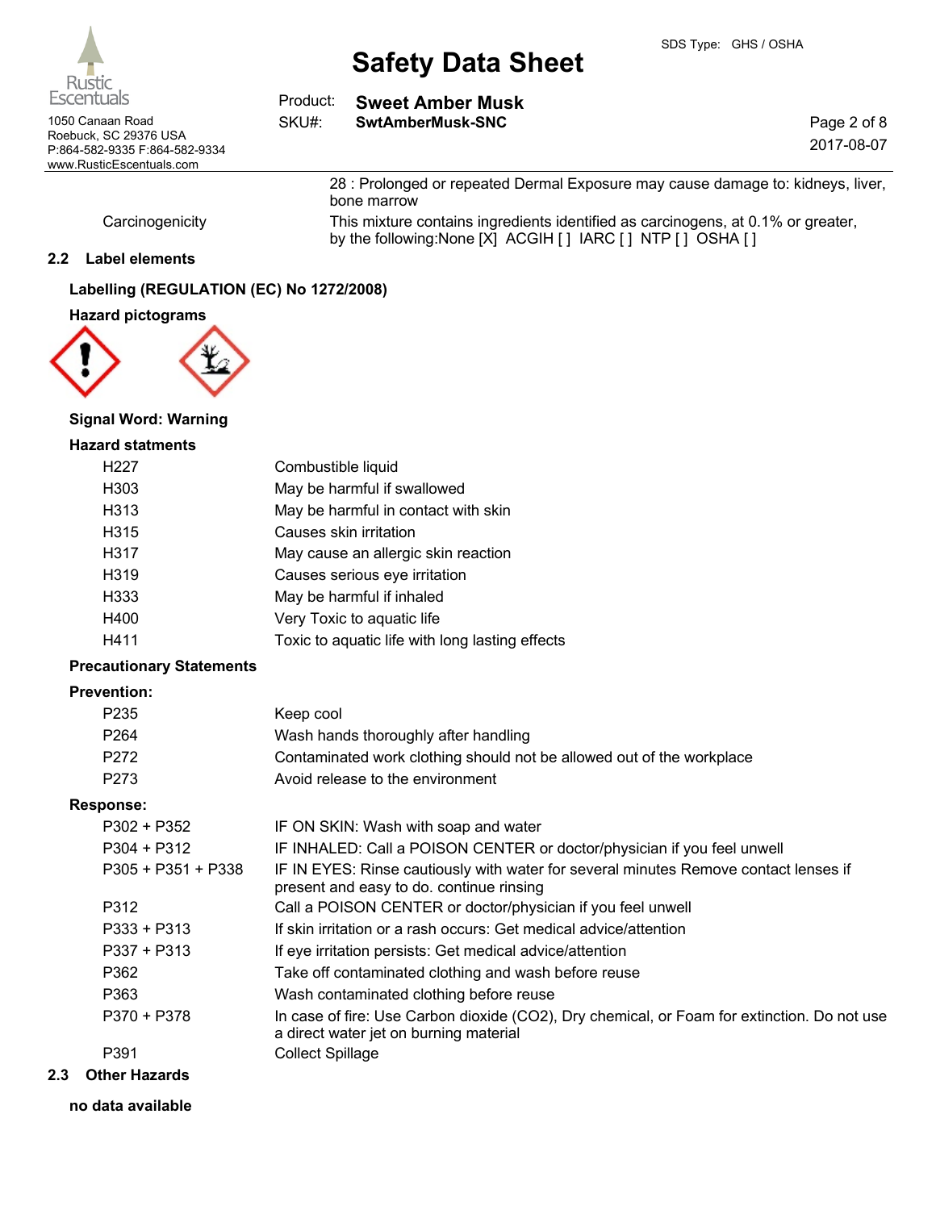| | |
|---|---|
| | 28 : Prolonged or repeated Dermal Exposure may cause damage to: kidneys, liver, bone marrow |
| Carcinogenicity | This mixture contains ingredients identified as carcinogens, at 0.1% or greater, by the following:None [X] ACGIH [ ] IARC [ ] NTP [ ] OSHA [ ] |

## 2.2 Label elements

**Labelling (REGULATION (EC) No 1272/2008)**

**Hazard pictograms**

**Signal Word: Warning**

**Hazard statments**

| | |
|---|---|
| H227 | Combustible liquid |
| H303 | May be harmful if swallowed |
| H313 | May be harmful in contact with skin |
| H315 | Causes skin irritation |
| H317 | May cause an allergic skin reaction |
| H319 | Causes serious eye irritation |
| H333 | May be harmful if inhaled |
| H400 | Very Toxic to aquatic life |
| H411 | Toxic to aquatic life with long lasting effects |

**Precautionary Statements**

**Prevention:**

| | |
|---|---|
| P235 | Keep cool |
| P264 | Wash hands thoroughly after handling |
| P272 | Contaminated work clothing should not be allowed out of the workplace |
| P273 | Avoid release to the environment |

**Response:**

| | |
|---|---|
| P302 + P352 | IF ON SKIN: Wash with soap and water |
| P304 + P312 | IF INHALED: Call a POISON CENTER or doctor/physician if you feel unwell |
| P305 + P351 + P338 | IF IN EYES: Rinse cautiously with water for several minutes Remove contact lenses if present and easy to do. continue rinsing |
| P312 | Call a POISON CENTER or doctor/physician if you feel unwell |
| P333 + P313 | If skin irritation or a rash occurs: Get medical advice/attention |
| P337 + P313 | If eye irritation persists: Get medical advice/attention |
| P362 | Take off contaminated clothing and wash before reuse |
| P363 | Wash contaminated clothing before reuse |
| P370 + P378 | In case of fire: Use Carbon dioxide ($CO_2$), Dry chemical, or Foam for extinction. Do not use a direct water jet on burning material |
| P391 | Collect Spillage |

## 2.3 Other Hazards

**no data available**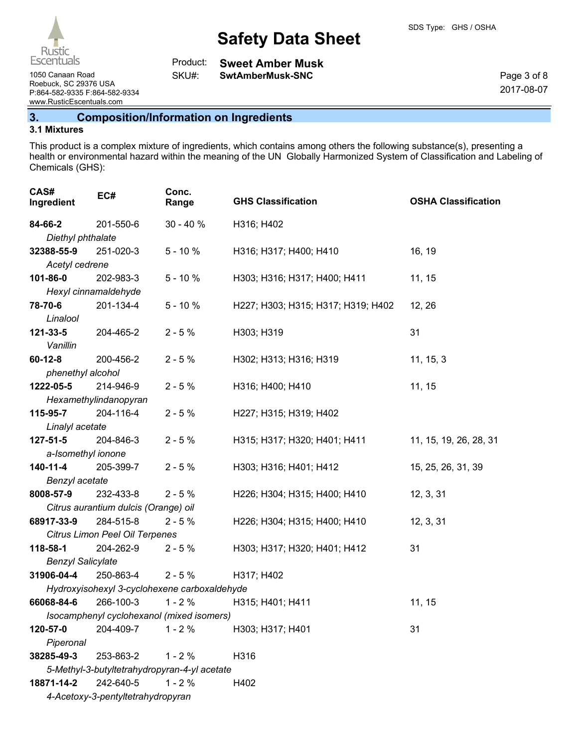## 3. Composition/Information on Ingredients

### 3.1 Mixtures

This product is a complex mixture of ingredients, which contains among others the following substance(s), presenting a health or environmental hazard within the meaning of the UN Globally Harmonized System of Classification and Labeling of Chemicals (GHS):

| CAS# Ingredient | EC# | Conc. Range | GHS Classification | OSHA Classification |
|---|---|---|---|---|
| **84-66-2** *Diethyl phthalate* | 201-550-6 | 30 - 40 % | H316; H402 | |
| **32388-55-9** *Acetyl cedrene* | 251-020-3 | 5 - 10 % | H316; H317; H400; H410 | 16, 19 |
| **101-86-0** *Hexyl cinnamaldehyde* | 202-983-3 | 5 - 10 % | H303; H316; H317; H400; H411 | 11, 15 |
| **78-70-6** *Linalool* | 201-134-4 | 5 - 10 % | H227; H303; H315; H317; H319; H402 | 12, 26 |
| **121-33-5** *Vanillin* | 204-465-2 | 2 - 5 % | H303; H319 | 31 |
| **60-12-8** *phenethyl alcohol* | 200-456-2 | 2 - 5 % | H302; H313; H316; H319 | 11, 15, 3 |
| **1222-05-5** *Hexamethylindanopyran* | 214-946-9 | 2 - 5 % | H316; H400; H410 | 11, 15 |
| **115-95-7** *Linalyl acetate* | 204-116-4 | 2 - 5 % | H227; H315; H319; H402 | |
| **127-51-5** *a-Isomethyl ionone* | 204-846-3 | 2 - 5 % | H315; H317; H320; H401; H411 | 11, 15, 19, 26, 28, 31 |
| **140-11-4** *Benzyl acetate* | 205-399-7 | 2 - 5 % | H303; H316; H401; H412 | 15, 25, 26, 31, 39 |
| **8008-57-9** *Citrus aurantium dulcis (Orange) oil* | 232-433-8 | 2 - 5 % | H226; H304; H315; H400; H410 | 12, 3, 31 |
| **68917-33-9** *Citrus Limon Peel Oil Terpenes* | 284-515-8 | 2 - 5 % | H226; H304; H315; H400; H410 | 12, 3, 31 |
| **118-58-1** *Benzyl Salicylate* | 204-262-9 | 2 - 5 % | H303; H317; H320; H401; H412 | 31 |
| **31906-04-4** *Hydroxyisohexyl 3-cyclohexene carboxaldehyde* | 250-863-4 | 2 - 5 % | H317; H402 | |
| **66068-84-6** *Isocamphenyl cyclohexanol (mixed isomers)* | 266-100-3 | 1 - 2 % | H315; H401; H411 | 11, 15 |
| **120-57-0** *Piperonal* | 204-409-7 | 1 - 2 % | H303; H317; H401 | 31 |
| **38285-49-3** *5-Methyl-3-butyltetrahydropyran-4-yl acetate* | 253-863-2 | 1 - 2 % | H316 | |
| **18871-14-2** *4-Acetoxy-3-pentyltetrahydropyran* | 242-640-5 | 1 - 2 % | H402 | |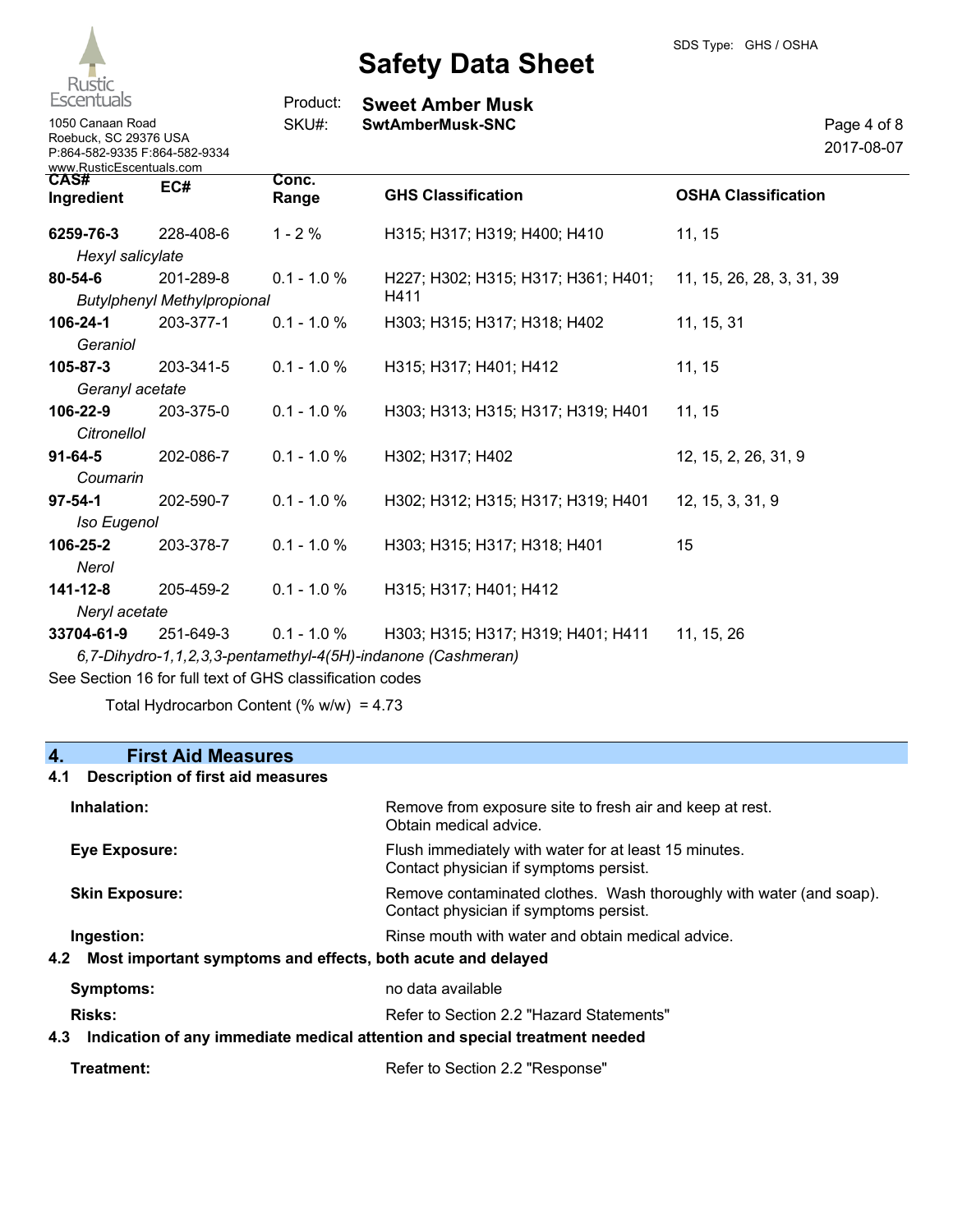| CAS# Ingredient | EC# | Conc. Range | GHS Classification | OSHA Classification |
|---|---|---|---|---|
| **6259-76-3** *Hexyl salicylate* | 228-408-6 | 1 - 2 % | H315; H317; H319; H400; H410 | 11, 15 |
| **80-54-6** *Butylphenyl Methylpropional* | 201-289-8 | 0.1 - 1.0 % | H227; H302; H315; H317; H361; H401; H411 | 11, 15, 26, 28, 3, 31, 39 |
| **106-24-1** *Geraniol* | 203-377-1 | 0.1 - 1.0 % | H303; H315; H317; H318; H402 | 11, 15, 31 |
| **105-87-3** *Geranyl acetate* | 203-341-5 | 0.1 - 1.0 % | H315; H317; H401; H412 | 11, 15 |
| **106-22-9** *Citronellol* | 203-375-0 | 0.1 - 1.0 % | H303; H313; H315; H317; H319; H401 | 11, 15 |
| **91-64-5** *Coumarin* | 202-086-7 | 0.1 - 1.0 % | H302; H317; H402 | 12, 15, 2, 26, 31, 9 |
| **97-54-1** *Iso Eugenol* | 202-590-7 | 0.1 - 1.0 % | H302; H312; H315; H317; H319; H401 | 12, 15, 3, 31, 9 |
| **106-25-2** *Nerol* | 203-378-7 | 0.1 - 1.0 % | H303; H315; H317; H318; H401 | 15 |
| **141-12-8** *Neryl acetate* | 205-459-2 | 0.1 - 1.0 % | H315; H317; H401; H412 | |
| **33704-61-9** *6,7-Dihydro-1,1,2,3,3-pentamethyl-4(5H)-indanone (Cashmeran)* | 251-649-3 | 0.1 - 1.0 % | H303; H315; H317; H319; H401; H411 | 11, 15, 26 |

See Section 16 for full text of GHS classification codes

Total Hydrocarbon Content (% w/w) = 4.73

## 4. First Aid Measures

### 4.1 Description of first aid measures

**Inhalation:** Remove from exposure site to fresh air and keep at rest. Obtain medical advice.

**Eye Exposure:** Flush immediately with water for at least 15 minutes. Contact physician if symptoms persist.

**Skin Exposure:** Remove contaminated clothes. Wash thoroughly with water (and soap). Contact physician if symptoms persist.

**Ingestion:** Rinse mouth with water and obtain medical advice.

### 4.2 Most important symptoms and effects, both acute and delayed

**Symptoms:** no data available

**Risks:** Refer to Section 2.2 "Hazard Statements"

### 4.3 Indication of any immediate medical attention and special treatment needed

**Treatment:** Refer to Section 2.2 "Response"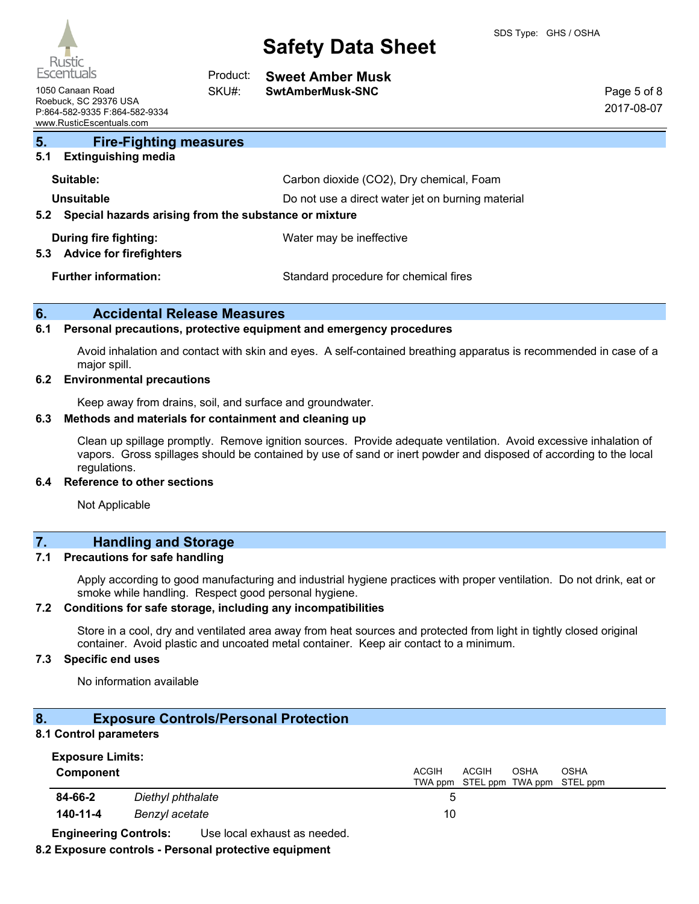## 5. Fire-Fighting measures

### 5.1 Extinguishing media

**Suitable:** Carbon dioxide ($CO_2$), Dry chemical, Foam

**Unsuitable** Do not use a direct water jet on burning material

### 5.2 Special hazards arising from the substance or mixture

**During fire fighting:** Water may be ineffective

### 5.3 Advice for firefighters

**Further information:** Standard procedure for chemical fires

## 6. Accidental Release Measures

### 6.1 Personal precautions, protective equipment and emergency procedures

Avoid inhalation and contact with skin and eyes. A self-contained breathing apparatus is recommended in case of a major spill.

### 6.2 Environmental precautions

Keep away from drains, soil, and surface and groundwater.

### 6.3 Methods and materials for containment and cleaning up

Clean up spillage promptly. Remove ignition sources. Provide adequate ventilation. Avoid excessive inhalation of vapors. Gross spillages should be contained by use of sand or inert powder and disposed of according to the local regulations.

### 6.4 Reference to other sections

Not Applicable

## 7. Handling and Storage

### 7.1 Precautions for safe handling

Apply according to good manufacturing and industrial hygiene practices with proper ventilation. Do not drink, eat or smoke while handling. Respect good personal hygiene.

### 7.2 Conditions for safe storage, including any incompatibilities

Store in a cool, dry and ventilated area away from heat sources and protected from light in tightly closed original container. Avoid plastic and uncoated metal container. Keep air contact to a minimum.

### 7.3 Specific end uses

No information available

## 8. Exposure Controls/Personal Protection

### 8.1 Control parameters

**Exposure Limits:**

| Component | | ACGIH TWA ppm | ACGIH STEL ppm | OSHA TWA ppm | OSHA STEL ppm |
|---|---|---|---|---|---|
| **84-66-2** | *Diethyl phthalate* | 5 | | | |
| **140-11-4** | *Benzyl acetate* | 10 | | | |

**Engineering Controls:** Use local exhaust as needed.

### 8.2 Exposure controls - Personal protective equipment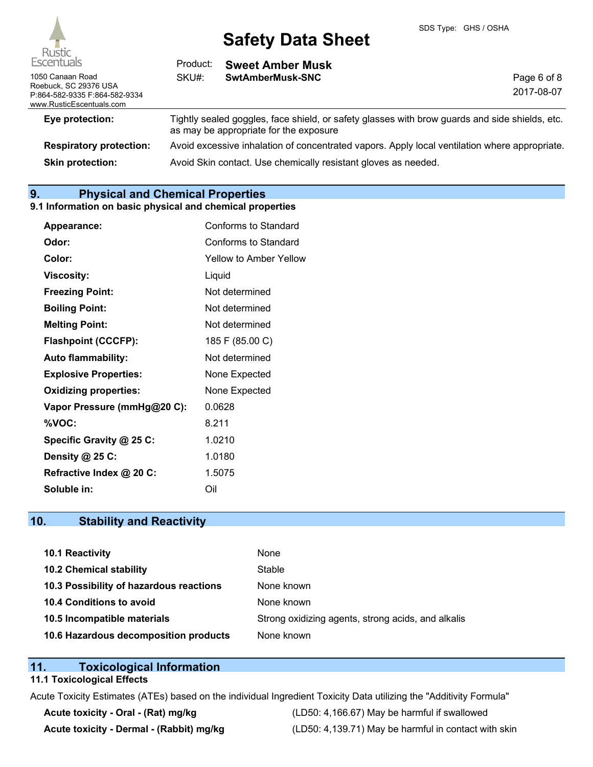| | |
|---|---|
| **Eye protection:** | Tightly sealed goggles, face shield, or safety glasses with brow guards and side shields, etc. as may be appropriate for the exposure |
| **Respiratory protection:** | Avoid excessive inhalation of concentrated vapors. Apply local ventilation where appropriate. |
| **Skin protection:** | Avoid Skin contact. Use chemically resistant gloves as needed. |

## 9. Physical and Chemical Properties

### 9.1 Information on basic physical and chemical properties

| | |
|---|---|
| **Appearance:** | Conforms to Standard |
| **Odor:** | Conforms to Standard |
| **Color:** | Yellow to Amber Yellow |
| **Viscosity:** | Liquid |
| **Freezing Point:** | Not determined |
| **Boiling Point:** | Not determined |
| **Melting Point:** | Not determined |
| **Flashpoint (CCCFP):** | 185 F (85.00 C) |
| **Auto flammability:** | Not determined |
| **Explosive Properties:** | None Expected |
| **Oxidizing properties:** | None Expected |
| **Vapor Pressure (mmHg@20 C):** | 0.0628 |
| **%VOC:** | 8.211 |
| **Specific Gravity @ 25 C:** | 1.0210 |
| **Density @ 25 C:** | 1.0180 |
| **Refractive Index @ 20 C:** | 1.5075 |
| **Soluble in:** | Oil |

## 10. Stability and Reactivity

| | |
|---|---|
| **10.1 Reactivity** | None |
| **10.2 Chemical stability** | Stable |
| **10.3 Possibility of hazardous reactions** | None known |
| **10.4 Conditions to avoid** | None known |
| **10.5 Incompatible materials** | Strong oxidizing agents, strong acids, and alkalis |
| **10.6 Hazardous decomposition products** | None known |

## 11. Toxicological Information

### 11.1 Toxicological Effects

Acute Toxicity Estimates (ATEs) based on the individual Ingredient Toxicity Data utilizing the "Additivity Formula"

| | |
|---|---|
| **Acute toxicity - Oral - (Rat) mg/kg** | (LD50: 4,166.67) May be harmful if swallowed |
| **Acute toxicity - Dermal - (Rabbit) mg/kg** | (LD50: 4,139.71) May be harmful in contact with skin |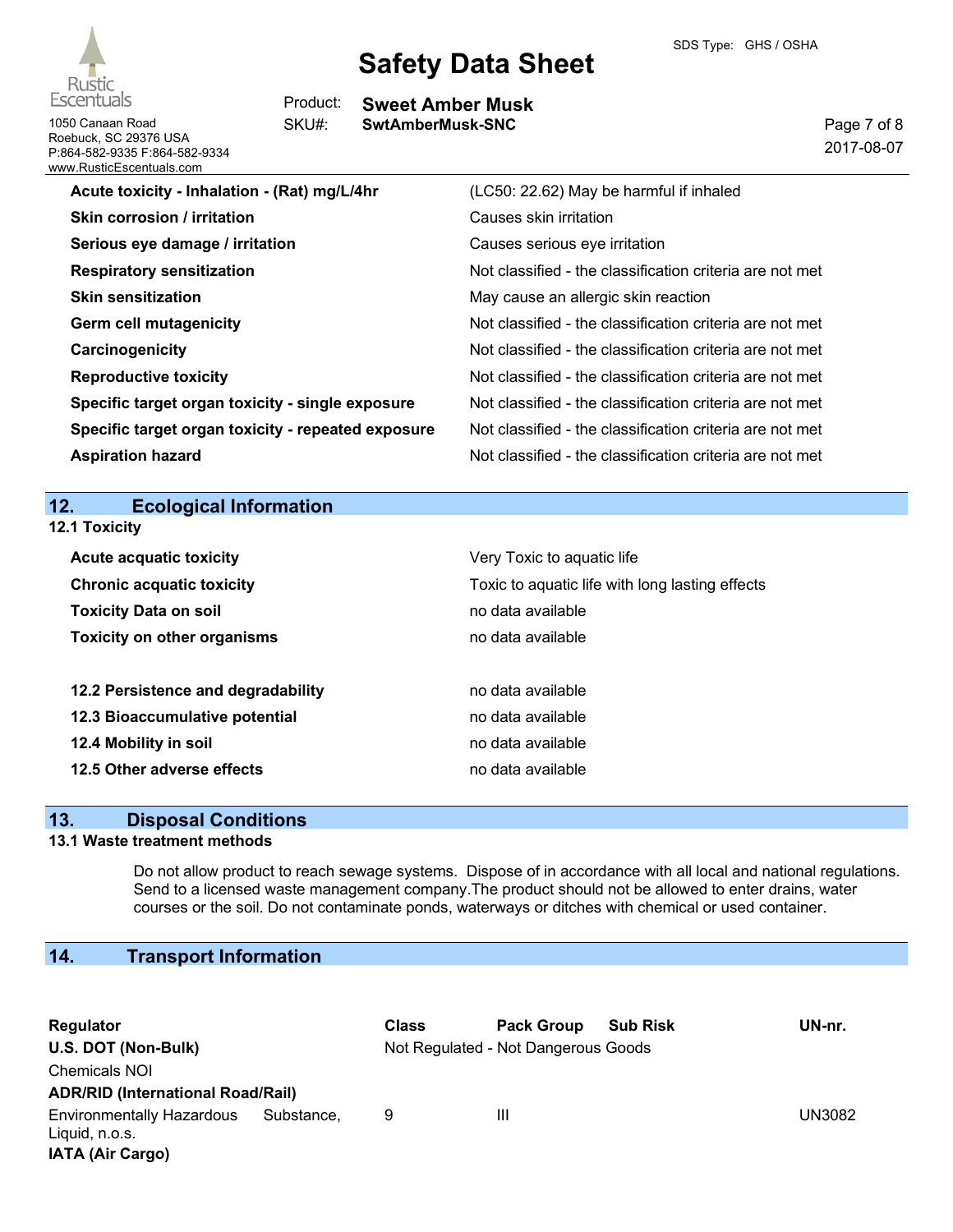| | |
|---|---|
| **Acute toxicity - Inhalation - (Rat) mg/L/4hr** | (LC50: 22.62) May be harmful if inhaled |
| **Skin corrosion / irritation** | Causes skin irritation |
| **Serious eye damage / irritation** | Causes serious eye irritation |
| **Respiratory sensitization** | Not classified - the classification criteria are not met |
| **Skin sensitization** | May cause an allergic skin reaction |
| **Germ cell mutagenicity** | Not classified - the classification criteria are not met |
| **Carcinogenicity** | Not classified - the classification criteria are not met |
| **Reproductive toxicity** | Not classified - the classification criteria are not met |
| **Specific target organ toxicity - single exposure** | Not classified - the classification criteria are not met |
| **Specific target organ toxicity - repeated exposure** | Not classified - the classification criteria are not met |
| **Aspiration hazard** | Not classified - the classification criteria are not met |

## 12. Ecological Information

### 12.1 Toxicity

| | |
|---|---|
| **Acute acquatic toxicity** | Very Toxic to aquatic life |
| **Chronic acquatic toxicity** | Toxic to aquatic life with long lasting effects |
| **Toxicity Data on soil** | no data available |
| **Toxicity on other organisms** | no data available |

| | |
|---|---|
| **12.2 Persistence and degradability** | no data available |
| **12.3 Bioaccumulative potential** | no data available |
| **12.4 Mobility in soil** | no data available |
| **12.5 Other adverse effects** | no data available |

## 13. Disposal Conditions

### 13.1 Waste treatment methods

Do not allow product to reach sewage systems. Dispose of in accordance with all local and national regulations. Send to a licensed waste management company.The product should not be allowed to enter drains, water courses or the soil. Do not contaminate ponds, waterways or ditches with chemical or used container.

## 14. Transport Information

| Regulator | Class | Pack Group | Sub Risk | UN-nr. |
|---|---|---|---|---|
| **U.S. DOT (Non-Bulk)** | Not Regulated - Not Dangerous Goods | | | |
| Chemicals NOI | | | | |
| **ADR/RID (International Road/Rail)** | | | | |
| Environmentally Hazardous Substance, Liquid, n.o.s. | 9 | III | | UN3082 |
| **IATA (Air Cargo)** | | | | |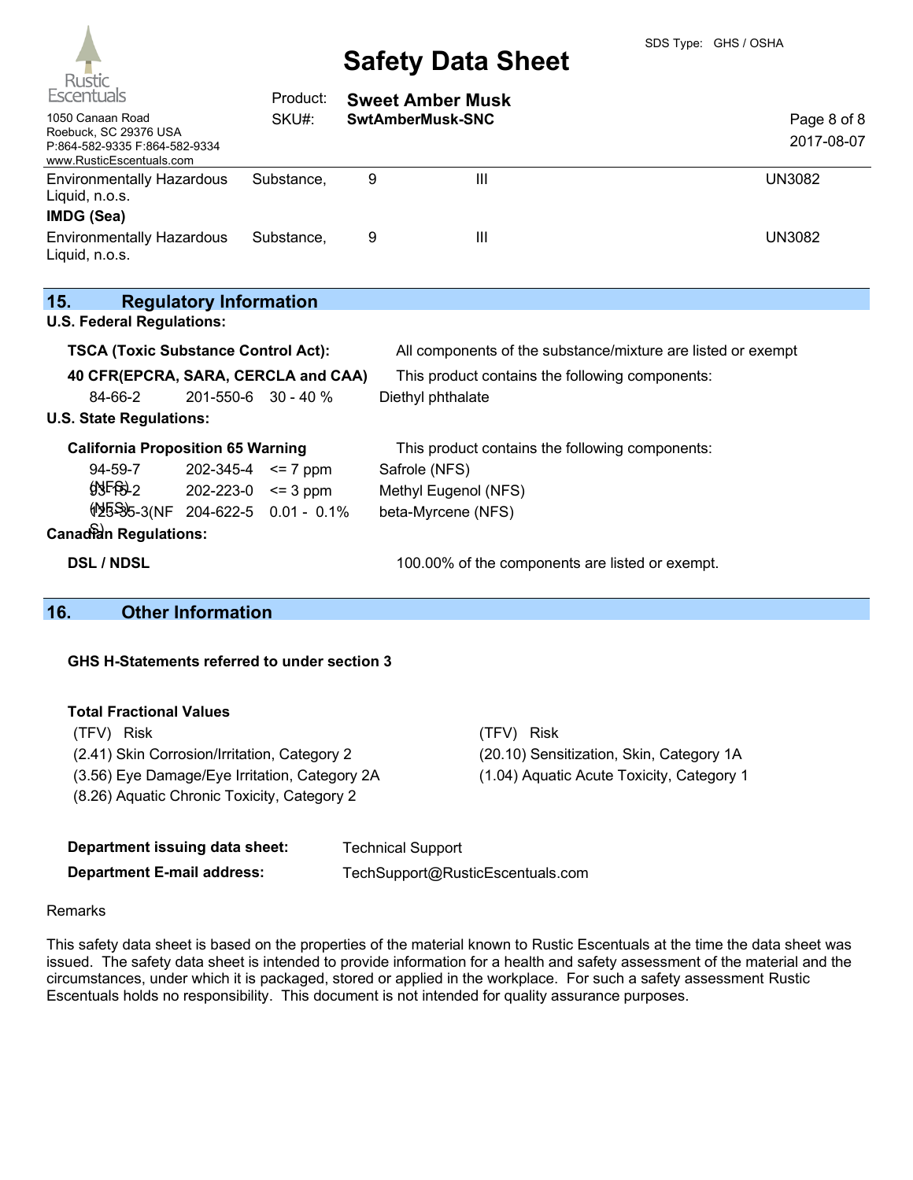| | | | | |
|---|---|---|---|---|
| Environmentally Hazardous Liquid, n.o.s. | Substance, | 9 | III | UN3082 |

**IMDG (Sea)**

| | | | | |
|---|---|---|---|---|
| Environmentally Hazardous Liquid, n.o.s. | Substance, | 9 | III | UN3082 |

## 15. Regulatory Information

**U.S. Federal Regulations:**

**TSCA (Toxic Substance Control Act):** All components of the substance/mixture are listed or exempt

**40 CFR(EPCRA, SARA, CERCLA and CAA)** This product contains the following components:

| | | | |
|---|---|---|---|
| 84-66-2 | 201-550-6 | 30 - 40 % | Diethyl phthalate |

**U.S. State Regulations:**

**California Proposition 65 Warning** This product contains the following components:

| | | | |
|---|---|---|---|
| 94-59-7 | 202-345-4 | <= 7 ppm | Safrole (NFS) |
| 93-15-2 (NFS) | 202-223-0 | <= 3 ppm | Methyl Eugenol (NFS) |
| 123-35-3(NFS) | 204-622-5 | 0.01 - 0.1% | beta-Myrcene (NFS) |

**Canadian Regulations:**

**DSL / NDSL** 100.00% of the components are listed or exempt.

## 16. Other Information

**GHS H-Statements referred to under section 3**

**Total Fractional Values**

(TFV) Risk
(2.41) Skin Corrosion/Irritation, Category 2
(3.56) Eye Damage/Eye Irritation, Category 2A
(8.26) Aquatic Chronic Toxicity, Category 2

(TFV) Risk
(20.10) Sensitization, Skin, Category 1A
(1.04) Aquatic Acute Toxicity, Category 1

**Department issuing data sheet:** Technical Support

**Department E-mail address:** TechSupport@RusticEscentuals.com

Remarks

This safety data sheet is based on the properties of the material known to Rustic Escentuals at the time the data sheet was issued. The safety data sheet is intended to provide information for a health and safety assessment of the material and the circumstances, under which it is packaged, stored or applied in the workplace. For such a safety assessment Rustic Escentuals holds no responsibility. This document is not intended for quality assurance purposes.